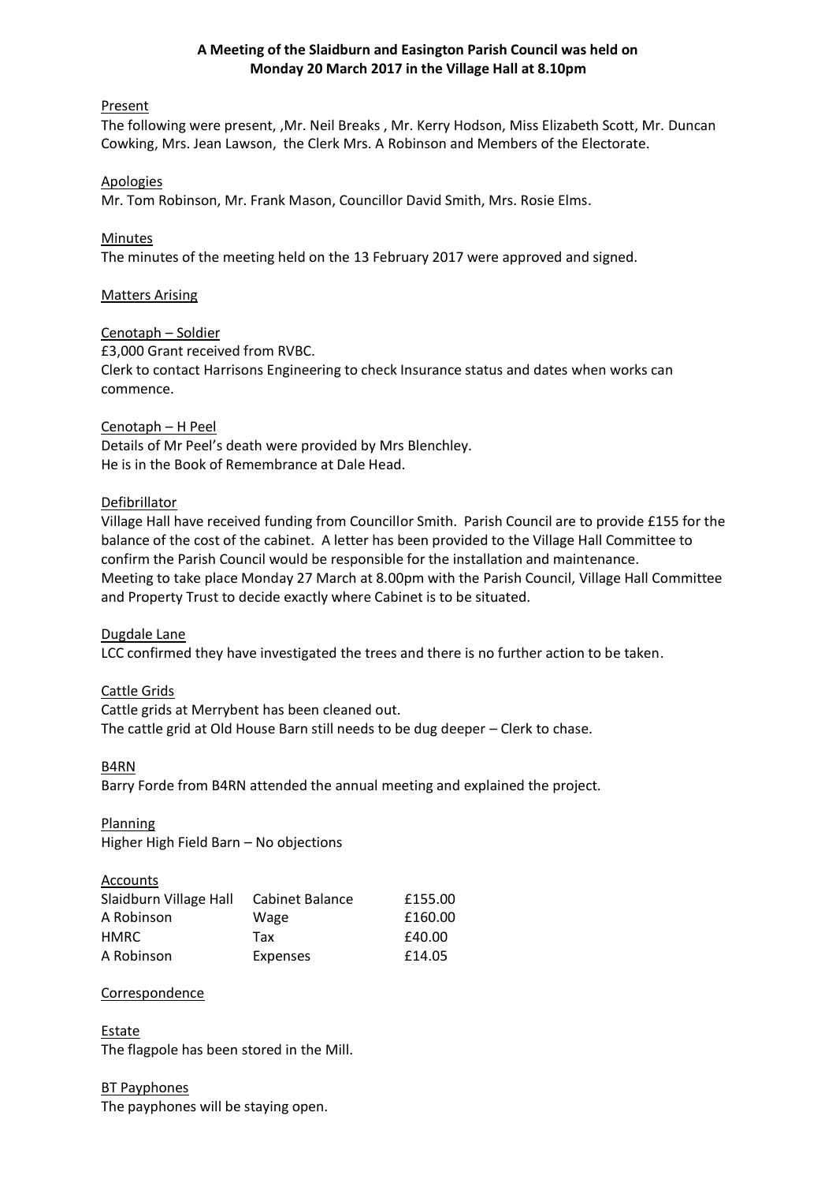**A Meeting of the Slaidburn and Easington Parish Council was held on Monday 20 March 2017 in the Village Hall at 8.10pm**

Present

The following were present, ,Mr. Neil Breaks , Mr. Kerry Hodson, Miss Elizabeth Scott, Mr. Duncan Cowking, Mrs. Jean Lawson, the Clerk Mrs. A Robinson and Members of the Electorate.

Apologies

Mr. Tom Robinson, Mr. Frank Mason, Councillor David Smith, Mrs. Rosie Elms.

Minutes

The minutes of the meeting held on the 13 February 2017 were approved and signed.

Matters Arising

Cenotaph – Soldier

£3,000 Grant received from RVBC.
Clerk to contact Harrisons Engineering to check Insurance status and dates when works can commence.

Cenotaph – H Peel

Details of Mr Peel's death were provided by Mrs Blenchley.
He is in the Book of Remembrance at Dale Head.

Defibrillator

Village Hall have received funding from Councillor Smith. Parish Council are to provide £155 for the balance of the cost of the cabinet. A letter has been provided to the Village Hall Committee to confirm the Parish Council would be responsible for the installation and maintenance.
Meeting to take place Monday 27 March at 8.00pm with the Parish Council, Village Hall Committee and Property Trust to decide exactly where Cabinet is to be situated.

Dugdale Lane

LCC confirmed they have investigated the trees and there is no further action to be taken.

Cattle Grids

Cattle grids at Merrybent has been cleaned out.
The cattle grid at Old House Barn still needs to be dug deeper – Clerk to chase.

B4RN

Barry Forde from B4RN attended the annual meeting and explained the project.

Planning

Higher High Field Barn – No objections

Accounts

| | | |
|---|---|---|
| Slaidburn Village Hall | Cabinet Balance | £155.00 |
| A Robinson | Wage | £160.00 |
| HMRC | Tax | £40.00 |
| A Robinson | Expenses | £14.05 |

Correspondence

Estate

The flagpole has been stored in the Mill.

BT Payphones

The payphones will be staying open.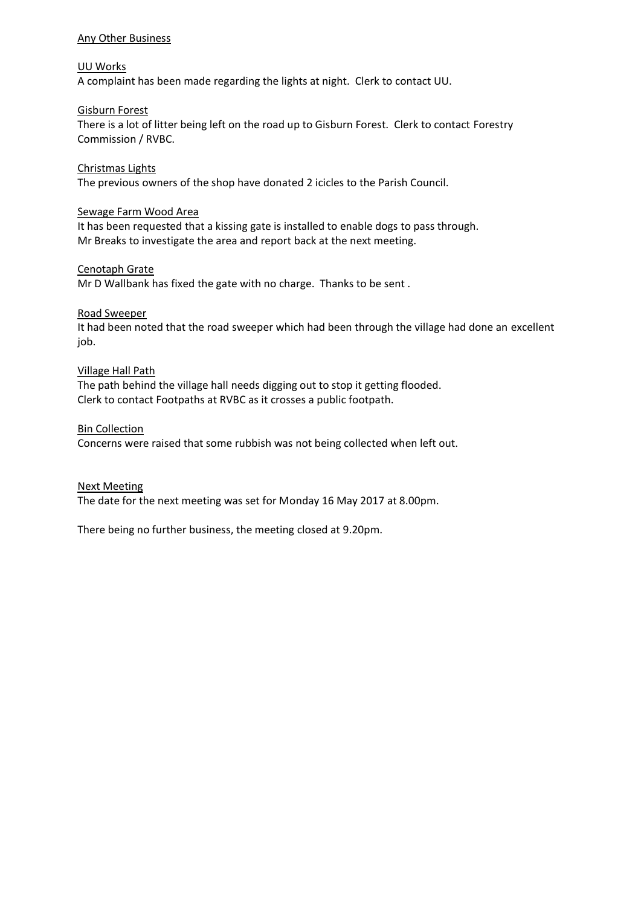## Any Other Business

### UU Works

A complaint has been made regarding the lights at night. Clerk to contact UU.

### Gisburn Forest

There is a lot of litter being left on the road up to Gisburn Forest. Clerk to contact Forestry Commission / RVBC.

### Christmas Lights

The previous owners of the shop have donated 2 icicles to the Parish Council.

### Sewage Farm Wood Area

It has been requested that a kissing gate is installed to enable dogs to pass through.
Mr Breaks to investigate the area and report back at the next meeting.

### Cenotaph Grate

Mr D Wallbank has fixed the gate with no charge. Thanks to be sent .

### Road Sweeper

It had been noted that the road sweeper which had been through the village had done an excellent job.

### Village Hall Path

The path behind the village hall needs digging out to stop it getting flooded.
Clerk to contact Footpaths at RVBC as it crosses a public footpath.

### Bin Collection

Concerns were raised that some rubbish was not being collected when left out.

## Next Meeting

The date for the next meeting was set for Monday 16 May 2017 at 8.00pm.

There being no further business, the meeting closed at 9.20pm.